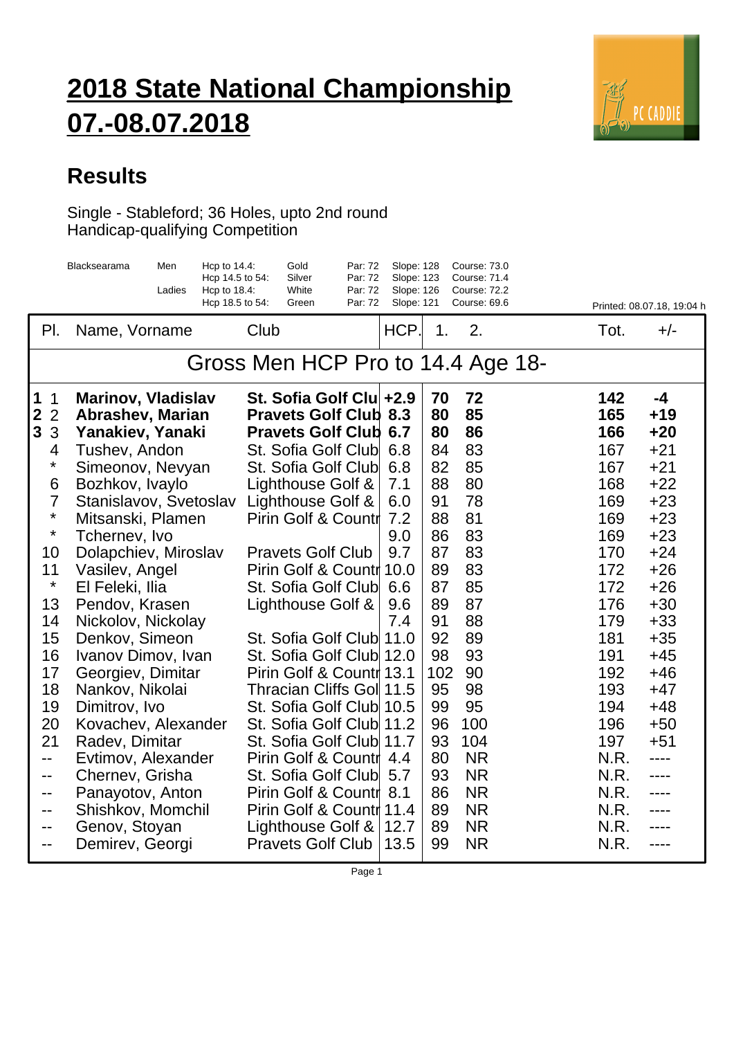# 2018 State National Championship 07.-08.07.2018

## Results

Single - Stableford; 36 Holes, upto 2nd round
Handicap-qualifying Competition

| Blacksearama | Men | Hcp to 14.4: | Gold | Par: 72 | Slope: 128 | Course: 73.0 |
|---|---|---|---|---|---|---|
| | | Hcp 14.5 to 54: | Silver | Par: 72 | Slope: 123 | Course: 71.4 |
| | Ladies | Hcp to 18.4: | White | Par: 72 | Slope: 126 | Course: 72.2 |
| | | Hcp 18.5 to 54: | Green | Par: 72 | Slope: 121 | Course: 69.6 |

Printed: 08.07.18, 19:04 h

| Pl. | Name, Vorname | Club | HCP. | 1. | 2. | Tot. | +/- |
|---|---|---|---|---|---|---|---|
| **Gross Men HCP Pro to 14.4 Age 18-** | | | | | | | |
| **1** 1 | **Marinov, Vladislav** | **St. Sofia Golf Clu** | **+2.9** | **70** | **72** | **142** | **-4** |
| **2** 2 | **Abrashev, Marian** | **Pravets Golf Club** | **8.3** | **80** | **85** | **165** | **+19** |
| **3** 3 | **Yanakiev, Yanaki** | **Pravets Golf Club** | **6.7** | **80** | **86** | **166** | **+20** |
| 4 | Tushev, Andon | St. Sofia Golf Club | 6.8 | 84 | 83 | 167 | +21 |
| * | Simeonov, Nevyan | St. Sofia Golf Club | 6.8 | 82 | 85 | 167 | +21 |
| 6 | Bozhkov, Ivaylo | Lighthouse Golf & | 7.1 | 88 | 80 | 168 | +22 |
| 7 | Stanislavov, Svetoslav | Lighthouse Golf & | 6.0 | 91 | 78 | 169 | +23 |
| * | Mitsanski, Plamen | Pirin Golf & Countr | 7.2 | 88 | 81 | 169 | +23 |
| * | Tchernev, Ivo | | 9.0 | 86 | 83 | 169 | +23 |
| 10 | Dolapchiev, Miroslav | Pravets Golf Club | 9.7 | 87 | 83 | 170 | +24 |
| 11 | Vasilev, Angel | Pirin Golf & Countr | 10.0 | 89 | 83 | 172 | +26 |
| * | El Feleki, Ilia | St. Sofia Golf Club | 6.6 | 87 | 85 | 172 | +26 |
| 13 | Pendov, Krasen | Lighthouse Golf & | 9.6 | 89 | 87 | 176 | +30 |
| 14 | Nickolov, Nickolay | | 7.4 | 91 | 88 | 179 | +33 |
| 15 | Denkov, Simeon | St. Sofia Golf Club | 11.0 | 92 | 89 | 181 | +35 |
| 16 | Ivanov Dimov, Ivan | St. Sofia Golf Club | 12.0 | 98 | 93 | 191 | +45 |
| 17 | Georgiev, Dimitar | Pirin Golf & Countr | 13.1 | 102 | 90 | 192 | +46 |
| 18 | Nankov, Nikolai | Thracian Cliffs Gol | 11.5 | 95 | 98 | 193 | +47 |
| 19 | Dimitrov, Ivo | St. Sofia Golf Club | 10.5 | 99 | 95 | 194 | +48 |
| 20 | Kovachev, Alexander | St. Sofia Golf Club | 11.2 | 96 | 100 | 196 | +50 |
| 21 | Radev, Dimitar | St. Sofia Golf Club | 11.7 | 93 | 104 | 197 | +51 |
| -- | Evtimov, Alexander | Pirin Golf & Countr | 4.4 | 80 | NR | N.R. | ---- |
| -- | Chernev, Grisha | St. Sofia Golf Club | 5.7 | 93 | NR | N.R. | ---- |
| -- | Panayotov, Anton | Pirin Golf & Countr | 8.1 | 86 | NR | N.R. | ---- |
| -- | Shishkov, Momchil | Pirin Golf & Countr | 11.4 | 89 | NR | N.R. | ---- |
| -- | Genov, Stoyan | Lighthouse Golf & | 12.7 | 89 | NR | N.R. | ---- |
| -- | Demirev, Georgi | Pravets Golf Club | 13.5 | 99 | NR | N.R. | ---- |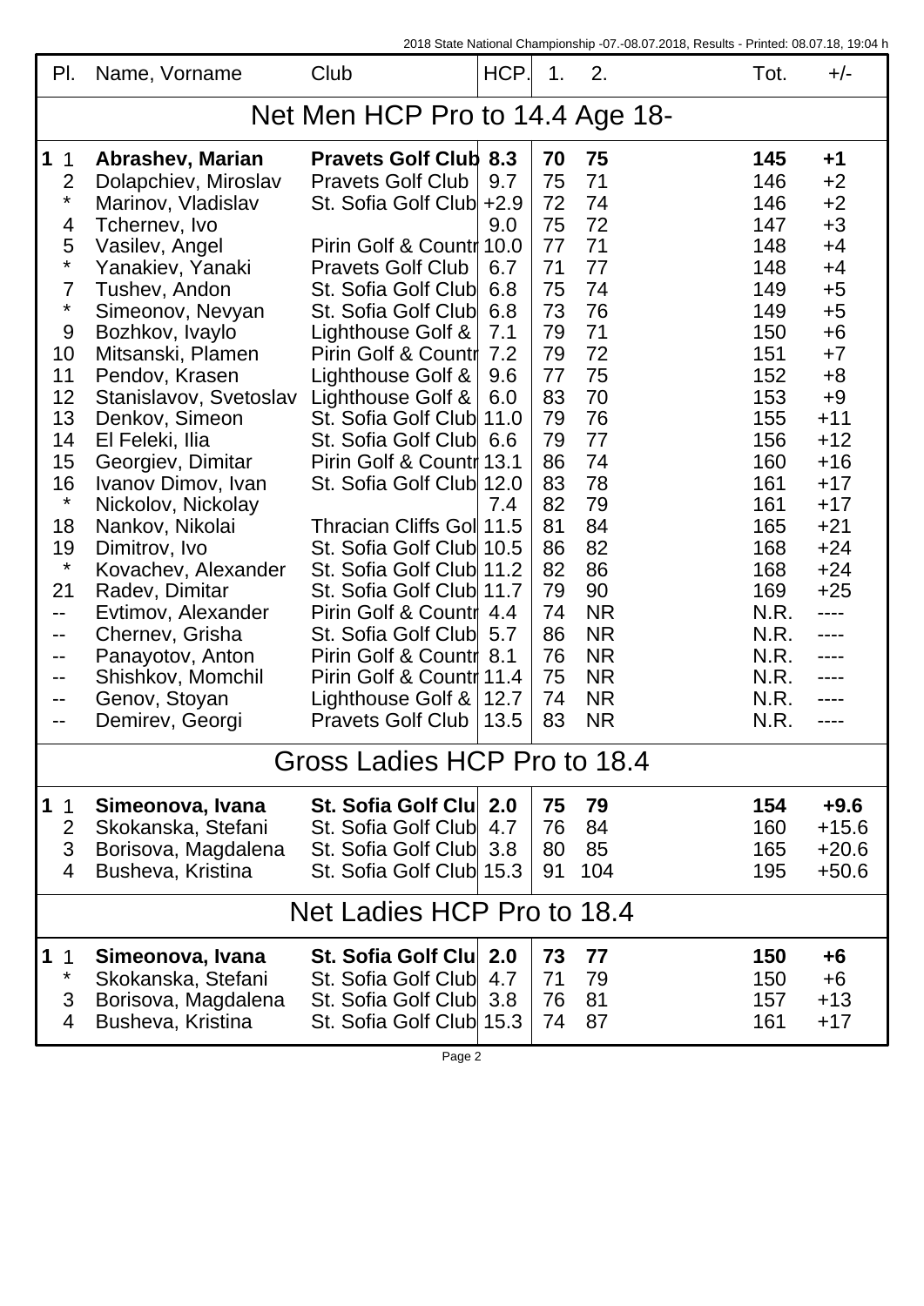2018 State National Championship -07.-08.07.2018, Results - Printed: 08.07.18, 19:04 h

## Net Men HCP Pro to 14.4 Age 18-

| Pl. | Name, Vorname | Club | HCP. | 1. | 2. | Tot. | +/- |
|---|---|---|---|---|---|---|---|
| **1** 1 | **Abrashev, Marian** | **Pravets Golf Club** | **8.3** | **70** | **75** | **145** | **+1** |
| 2 | Dolapchiev, Miroslav | Pravets Golf Club | 9.7 | 75 | 71 | 146 | +2 |
| * | Marinov, Vladislav | St. Sofia Golf Club | +2.9 | 72 | 74 | 146 | +2 |
| 4 | Tchernev, Ivo | | 9.0 | 75 | 72 | 147 | +3 |
| 5 | Vasilev, Angel | Pirin Golf & Countr | 10.0 | 77 | 71 | 148 | +4 |
| * | Yanakiev, Yanaki | Pravets Golf Club | 6.7 | 71 | 77 | 148 | +4 |
| 7 | Tushev, Andon | St. Sofia Golf Club | 6.8 | 75 | 74 | 149 | +5 |
| * | Simeonov, Nevyan | St. Sofia Golf Club | 6.8 | 73 | 76 | 149 | +5 |
| 9 | Bozhkov, Ivaylo | Lighthouse Golf & | 7.1 | 79 | 71 | 150 | +6 |
| 10 | Mitsanski, Plamen | Pirin Golf & Countr | 7.2 | 79 | 72 | 151 | +7 |
| 11 | Pendov, Krasen | Lighthouse Golf & | 9.6 | 77 | 75 | 152 | +8 |
| 12 | Stanislavov, Svetoslav | Lighthouse Golf & | 6.0 | 83 | 70 | 153 | +9 |
| 13 | Denkov, Simeon | St. Sofia Golf Club | 11.0 | 79 | 76 | 155 | +11 |
| 14 | El Feleki, Ilia | St. Sofia Golf Club | 6.6 | 79 | 77 | 156 | +12 |
| 15 | Georgiev, Dimitar | Pirin Golf & Countr | 13.1 | 86 | 74 | 160 | +16 |
| 16 | Ivanov Dimov, Ivan | St. Sofia Golf Club | 12.0 | 83 | 78 | 161 | +17 |
| * | Nickolov, Nickolay | | 7.4 | 82 | 79 | 161 | +17 |
| 18 | Nankov, Nikolai | Thracian Cliffs Gol | 11.5 | 81 | 84 | 165 | +21 |
| 19 | Dimitrov, Ivo | St. Sofia Golf Club | 10.5 | 86 | 82 | 168 | +24 |
| * | Kovachev, Alexander | St. Sofia Golf Club | 11.2 | 82 | 86 | 168 | +24 |
| 21 | Radev, Dimitar | St. Sofia Golf Club | 11.7 | 79 | 90 | 169 | +25 |
| -- | Evtimov, Alexander | Pirin Golf & Countr | 4.4 | 74 | NR | N.R. | ---- |
| -- | Chernev, Grisha | St. Sofia Golf Club | 5.7 | 86 | NR | N.R. | ---- |
| -- | Panayotov, Anton | Pirin Golf & Countr | 8.1 | 76 | NR | N.R. | ---- |
| -- | Shishkov, Momchil | Pirin Golf & Countr | 11.4 | 75 | NR | N.R. | ---- |
| -- | Genov, Stoyan | Lighthouse Golf & | 12.7 | 74 | NR | N.R. | ---- |
| -- | Demirev, Georgi | Pravets Golf Club | 13.5 | 83 | NR | N.R. | ---- |

## Gross Ladies HCP Pro to 18.4

| Pl. | Name, Vorname | Club | HCP. | 1. | 2. | Tot. | +/- |
|---|---|---|---|---|---|---|---|
| **1** 1 | **Simeonova, Ivana** | **St. Sofia Golf Clu** | **2.0** | **75** | **79** | **154** | **+9.6** |
| 2 | Skokanska, Stefani | St. Sofia Golf Club | 4.7 | 76 | 84 | 160 | +15.6 |
| 3 | Borisova, Magdalena | St. Sofia Golf Club | 3.8 | 80 | 85 | 165 | +20.6 |
| 4 | Busheva, Kristina | St. Sofia Golf Club | 15.3 | 91 | 104 | 195 | +50.6 |

## Net Ladies HCP Pro to 18.4

| Pl. | Name, Vorname | Club | HCP. | 1. | 2. | Tot. | +/- |
|---|---|---|---|---|---|---|---|
| **1** 1 | **Simeonova, Ivana** | **St. Sofia Golf Clu** | **2.0** | **73** | **77** | **150** | **+6** |
| * | Skokanska, Stefani | St. Sofia Golf Club | 4.7 | 71 | 79 | 150 | +6 |
| 3 | Borisova, Magdalena | St. Sofia Golf Club | 3.8 | 76 | 81 | 157 | +13 |
| 4 | Busheva, Kristina | St. Sofia Golf Club | 15.3 | 74 | 87 | 161 | +17 |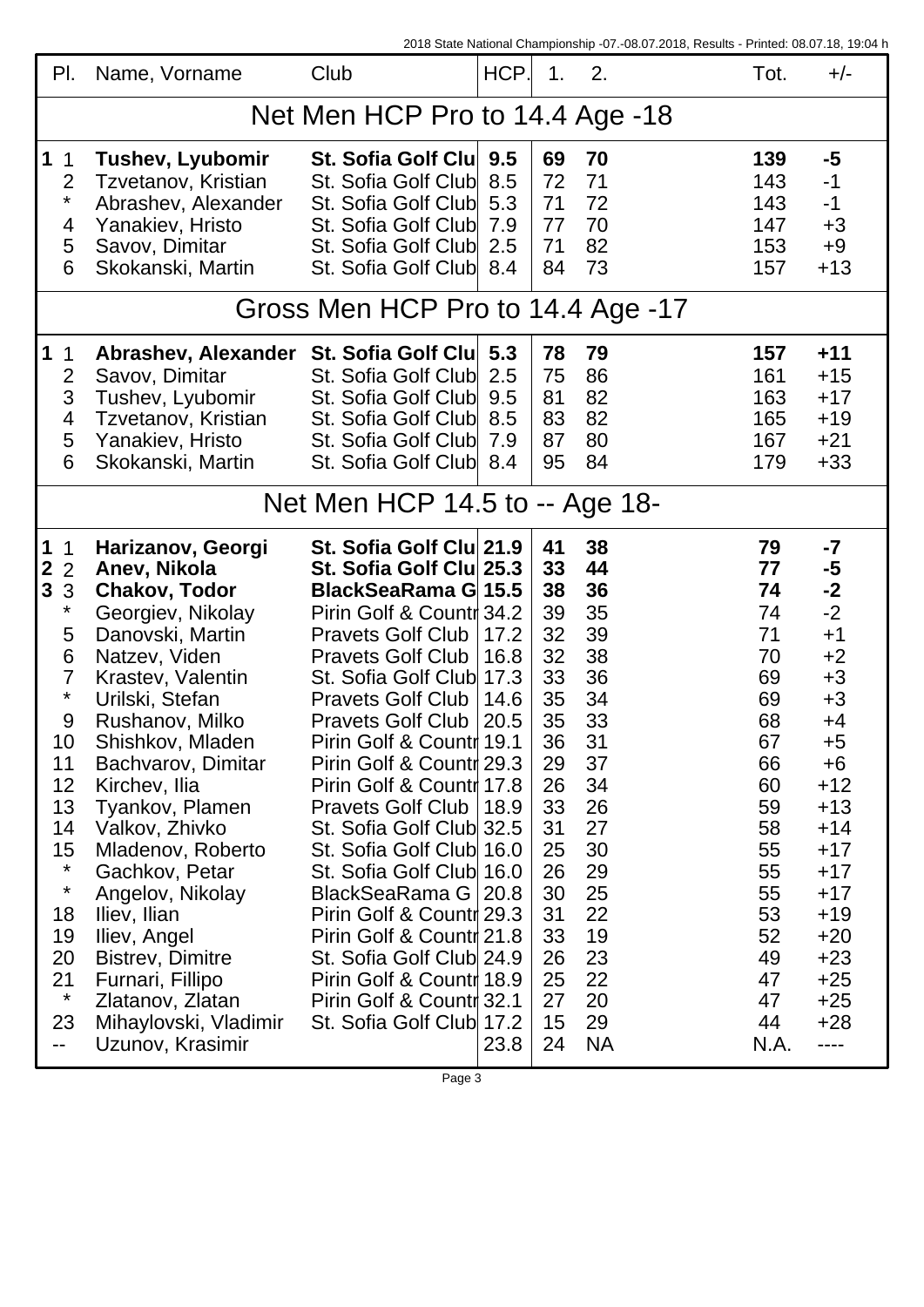| Pl. | | Name, Vorname | Club | HCP. | 1. | 2. | Tot. | +/- |
|---|---|---|---|---|---|---|---|---|
| Net Men HCP Pro to 14.4 Age -18 | | | | | | | | |
| **1** | 1 | **Tushev, Lyubomir** | **St. Sofia Golf Clu** | **9.5** | **69** | **70** | **139** | **-5** |
| | 2 | Tzvetanov, Kristian | St. Sofia Golf Club | 8.5 | 72 | 71 | 143 | -1 |
| | * | Abrashev, Alexander | St. Sofia Golf Club | 5.3 | 71 | 72 | 143 | -1 |
| | 4 | Yanakiev, Hristo | St. Sofia Golf Club | 7.9 | 77 | 70 | 147 | +3 |
| | 5 | Savov, Dimitar | St. Sofia Golf Club | 2.5 | 71 | 82 | 153 | +9 |
| | 6 | Skokanski, Martin | St. Sofia Golf Club | 8.4 | 84 | 73 | 157 | +13 |
| Gross Men HCP Pro to 14.4 Age -17 | | | | | | | | |
| **1** | 1 | **Abrashev, Alexander** | **St. Sofia Golf Clu** | **5.3** | **78** | **79** | **157** | **+11** |
| | 2 | Savov, Dimitar | St. Sofia Golf Club | 2.5 | 75 | 86 | 161 | +15 |
| | 3 | Tushev, Lyubomir | St. Sofia Golf Club | 9.5 | 81 | 82 | 163 | +17 |
| | 4 | Tzvetanov, Kristian | St. Sofia Golf Club | 8.5 | 83 | 82 | 165 | +19 |
| | 5 | Yanakiev, Hristo | St. Sofia Golf Club | 7.9 | 87 | 80 | 167 | +21 |
| | 6 | Skokanski, Martin | St. Sofia Golf Club | 8.4 | 95 | 84 | 179 | +33 |
| Net Men HCP 14.5 to -- Age 18- | | | | | | | | |
| **1** | 1 | **Harizanov, Georgi** | **St. Sofia Golf Clu** | **21.9** | **41** | **38** | **79** | **-7** |
| **2** | 2 | **Anev, Nikola** | **St. Sofia Golf Clu** | **25.3** | **33** | **44** | **77** | **-5** |
| **3** | 3 | **Chakov, Todor** | **BlackSeaRama G** | **15.5** | **38** | **36** | **74** | **-2** |
| | * | Georgiev, Nikolay | Pirin Golf & Countr | 34.2 | 39 | 35 | 74 | -2 |
| | 5 | Danovski, Martin | Pravets Golf Club | 17.2 | 32 | 39 | 71 | +1 |
| | 6 | Natzev, Viden | Pravets Golf Club | 16.8 | 32 | 38 | 70 | +2 |
| | 7 | Krastev, Valentin | St. Sofia Golf Club | 17.3 | 33 | 36 | 69 | +3 |
| | * | Urilski, Stefan | Pravets Golf Club | 14.6 | 35 | 34 | 69 | +3 |
| | 9 | Rushanov, Milko | Pravets Golf Club | 20.5 | 35 | 33 | 68 | +4 |
| | 10 | Shishkov, Mladen | Pirin Golf & Countr | 19.1 | 36 | 31 | 67 | +5 |
| | 11 | Bachvarov, Dimitar | Pirin Golf & Countr | 29.3 | 29 | 37 | 66 | +6 |
| | 12 | Kirchev, Ilia | Pirin Golf & Countr | 17.8 | 26 | 34 | 60 | +12 |
| | 13 | Tyankov, Plamen | Pravets Golf Club | 18.9 | 33 | 26 | 59 | +13 |
| | 14 | Valkov, Zhivko | St. Sofia Golf Club | 32.5 | 31 | 27 | 58 | +14 |
| | 15 | Mladenov, Roberto | St. Sofia Golf Club | 16.0 | 25 | 30 | 55 | +17 |
| | * | Gachkov, Petar | St. Sofia Golf Club | 16.0 | 26 | 29 | 55 | +17 |
| | * | Angelov, Nikolay | BlackSeaRama G | 20.8 | 30 | 25 | 55 | +17 |
| | 18 | Iliev, Ilian | Pirin Golf & Countr | 29.3 | 31 | 22 | 53 | +19 |
| | 19 | Iliev, Angel | Pirin Golf & Countr | 21.8 | 33 | 19 | 52 | +20 |
| | 20 | Bistrev, Dimitre | St. Sofia Golf Club | 24.9 | 26 | 23 | 49 | +23 |
| | 21 | Furnari, Fillipo | Pirin Golf & Countr | 18.9 | 25 | 22 | 47 | +25 |
| | * | Zlatanov, Zlatan | Pirin Golf & Countr | 32.1 | 27 | 20 | 47 | +25 |
| | 23 | Mihaylovski, Vladimir | St. Sofia Golf Club | 17.2 | 15 | 29 | 44 | +28 |
| | -- | Uzunov, Krasimir | | 23.8 | 24 | NA | N.A. | ---- |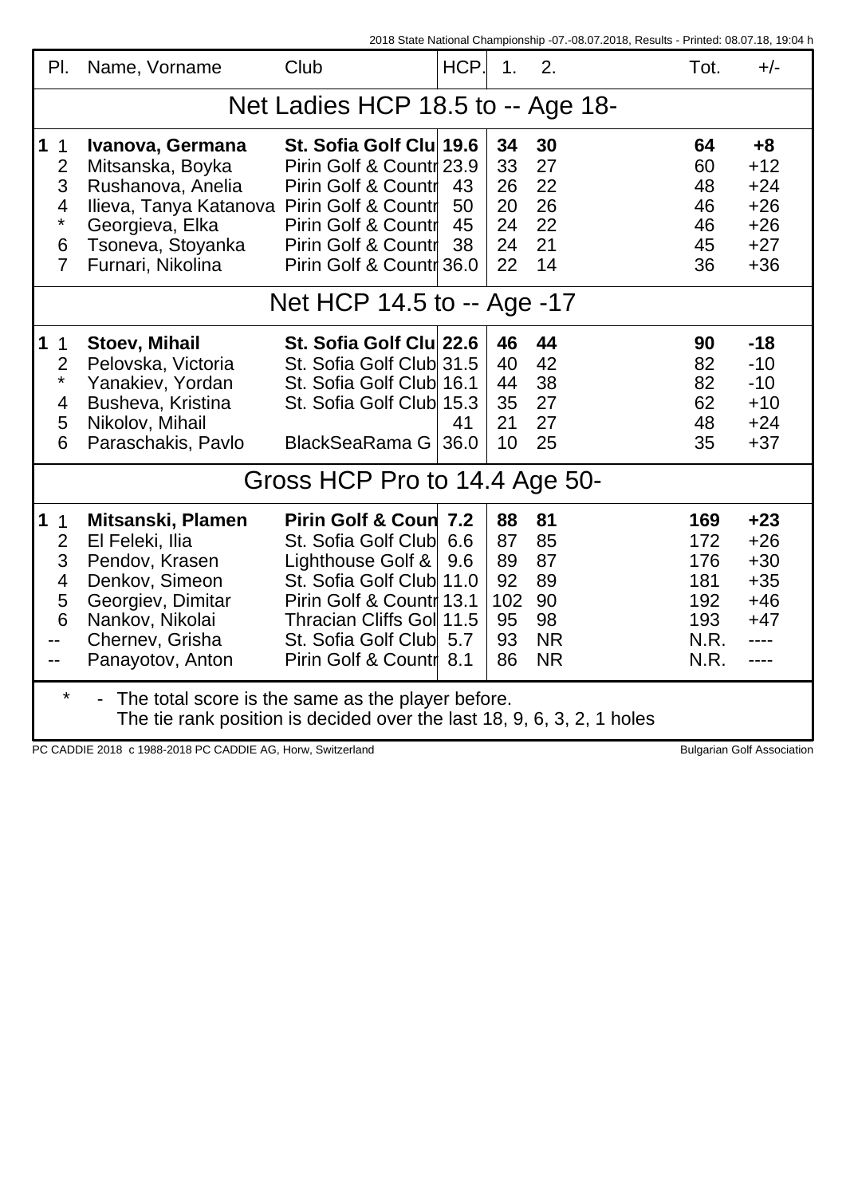| Pl. | | Name, Vorname | Club | HCP. | 1. | 2. | Tot. | +/- |
|---|---|---|---|---|---|---|---|---|
| | | **Net Ladies HCP 18.5 to -- Age 18-** | | | | | | |
| **1** | 1 | **Ivanova, Germana** | **St. Sofia Golf Clu** | **19.6** | **34** | **30** | **64** | **+8** |
| | 2 | Mitsanska, Boyka | Pirin Golf & Countr | 23.9 | 33 | 27 | 60 | +12 |
| | 3 | Rushanova, Anelia | Pirin Golf & Countr | 43 | 26 | 22 | 48 | +24 |
| | 4 | Ilieva, Tanya Katanova | Pirin Golf & Countr | 50 | 20 | 26 | 46 | +26 |
| | * | Georgieva, Elka | Pirin Golf & Countr | 45 | 24 | 22 | 46 | +26 |
| | 6 | Tsoneva, Stoyanka | Pirin Golf & Countr | 38 | 24 | 21 | 45 | +27 |
| | 7 | Furnari, Nikolina | Pirin Golf & Countr | 36.0 | 22 | 14 | 36 | +36 |
| | | **Net HCP 14.5 to -- Age -17** | | | | | | |
| **1** | 1 | **Stoev, Mihail** | **St. Sofia Golf Clu** | **22.6** | **46** | **44** | **90** | **-18** |
| | 2 | Pelovska, Victoria | St. Sofia Golf Club | 31.5 | 40 | 42 | 82 | -10 |
| | * | Yanakiev, Yordan | St. Sofia Golf Club | 16.1 | 44 | 38 | 82 | -10 |
| | 4 | Busheva, Kristina | St. Sofia Golf Club | 15.3 | 35 | 27 | 62 | +10 |
| | 5 | Nikolov, Mihail | | 41 | 21 | 27 | 48 | +24 |
| | 6 | Paraschakis, Pavlo | BlackSeaRama G | 36.0 | 10 | 25 | 35 | +37 |
| | | **Gross HCP Pro to 14.4 Age 50-** | | | | | | |
| **1** | 1 | **Mitsanski, Plamen** | **Pirin Golf & Coun** | **7.2** | **88** | **81** | **169** | **+23** |
| | 2 | El Feleki, Ilia | St. Sofia Golf Club | 6.6 | 87 | 85 | 172 | +26 |
| | 3 | Pendov, Krasen | Lighthouse Golf & | 9.6 | 89 | 87 | 176 | +30 |
| | 4 | Denkov, Simeon | St. Sofia Golf Club | 11.0 | 92 | 89 | 181 | +35 |
| | 5 | Georgiev, Dimitar | Pirin Golf & Countr | 13.1 | 102 | 90 | 192 | +46 |
| | 6 | Nankov, Nikolai | Thracian Cliffs Gol | 11.5 | 95 | 98 | 193 | +47 |
| | -- | Chernev, Grisha | St. Sofia Golf Club | 5.7 | 93 | NR | N.R. | ---- |
| | -- | Panayotov, Anton | Pirin Golf & Countr | 8.1 | 86 | NR | N.R. | ---- |

\* - The total score is the same as the player before.
The tie rank position is decided over the last 18, 9, 6, 3, 2, 1 holes